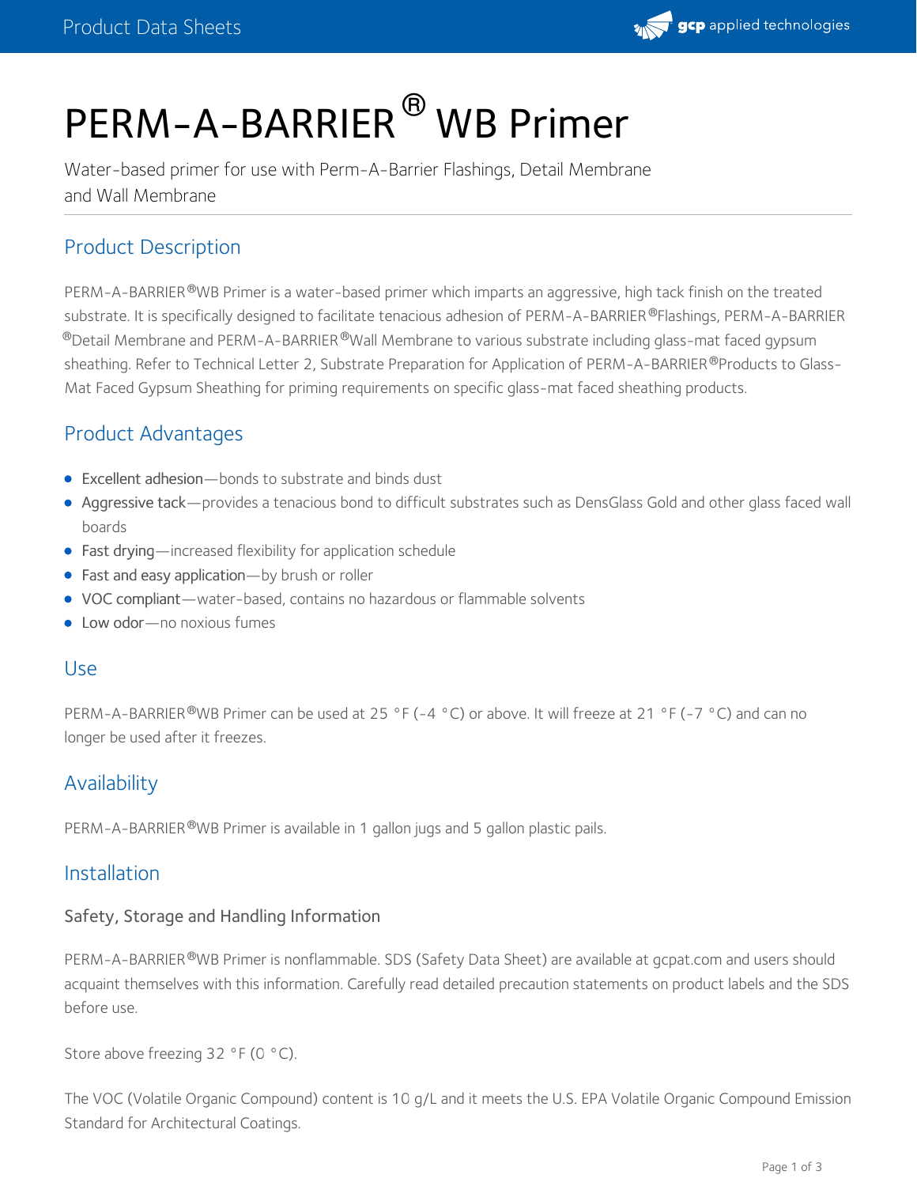# PERM-A-BARRIER® WB Primer

Water-based primer for use with Perm-A-Barrier Flashings, Detail Membrane and Wall Membrane

## Product Description

PERM-A-BARRIER® WB Primer is a water-based primer which imparts an aggressive, high tack finish on the treated substrate. It is specifically designed to facilitate tenacious adhesion of PERM-A-BARRIER® Flashings, PERM-A-BARRIER® Detail Membrane and PERM-A-BARRIER® Wall Membrane to various substrate including glass-mat faced gypsum sheathing. Refer to Technical Letter 2, Substrate Preparation for Application of PERM-A-BARRIER® Products to Glass-Mat Faced Gypsum Sheathing for priming requirements on specific glass-mat faced sheathing products.

## Product Advantages

- Excellent adhesion—bonds to substrate and binds dust
- Aggressive tack—provides a tenacious bond to difficult substrates such as DensGlass Gold and other glass faced wall boards
- Fast drying—increased flexibility for application schedule
- Fast and easy application—by brush or roller
- VOC compliant—water-based, contains no hazardous or flammable solvents
- Low odor—no noxious fumes

## Use

PERM-A-BARRIER® WB Primer can be used at 25 °F (-4 °C) or above. It will freeze at 21 °F (-7 °C) and can no longer be used after it freezes.

## Availability

PERM-A-BARRIER® WB Primer is available in 1 gallon jugs and 5 gallon plastic pails.

## Installation

### Safety, Storage and Handling Information

PERM-A-BARRIER® WB Primer is nonflammable. SDS (Safety Data Sheet) are available at gcpat.com and users should acquaint themselves with this information. Carefully read detailed precaution statements on product labels and the SDS before use.

Store above freezing 32 °F (0 °C).

The VOC (Volatile Organic Compound) content is 10 g/L and it meets the U.S. EPA Volatile Organic Compound Emission Standard for Architectural Coatings.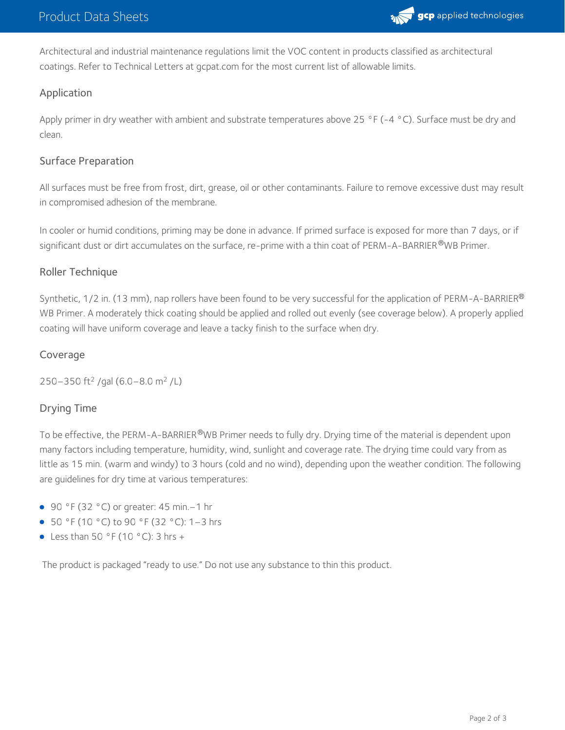Architectural and industrial maintenance regulations limit the VOC content in products classified as architectural coatings. Refer to Technical Letters at gcpat.com for the most current list of allowable limits.

## Application

Apply primer in dry weather with ambient and substrate temperatures above 25 °F (-4 °C). Surface must be dry and clean.

## Surface Preparation

All surfaces must be free from frost, dirt, grease, oil or other contaminants. Failure to remove excessive dust may result in compromised adhesion of the membrane.

In cooler or humid conditions, priming may be done in advance. If primed surface is exposed for more than 7 days, or if significant dust or dirt accumulates on the surface, re-prime with a thin coat of PERM-A-BARRIER®WB Primer.

## Roller Technique

Synthetic, 1/2 in. (13 mm), nap rollers have been found to be very successful for the application of PERM-A-BARRIER® WB Primer. A moderately thick coating should be applied and rolled out evenly (see coverage below). A properly applied coating will have uniform coverage and leave a tacky finish to the surface when dry.

## Coverage

250–350 $ft^2$ /gal (6.0–8.0 $m^2$ /L)

## Drying Time

To be effective, the PERM-A-BARRIER®WB Primer needs to fully dry. Drying time of the material is dependent upon many factors including temperature, humidity, wind, sunlight and coverage rate. The drying time could vary from as little as 15 min. (warm and windy) to 3 hours (cold and no wind), depending upon the weather condition. The following are guidelines for dry time at various temperatures:

- 90 °F (32 °C) or greater: 45 min.–1 hr
- 50 °F (10 °C) to 90 °F (32 °C): 1–3 hrs
- Less than 50 °F (10 °C): 3 hrs +

The product is packaged "ready to use." Do not use any substance to thin this product.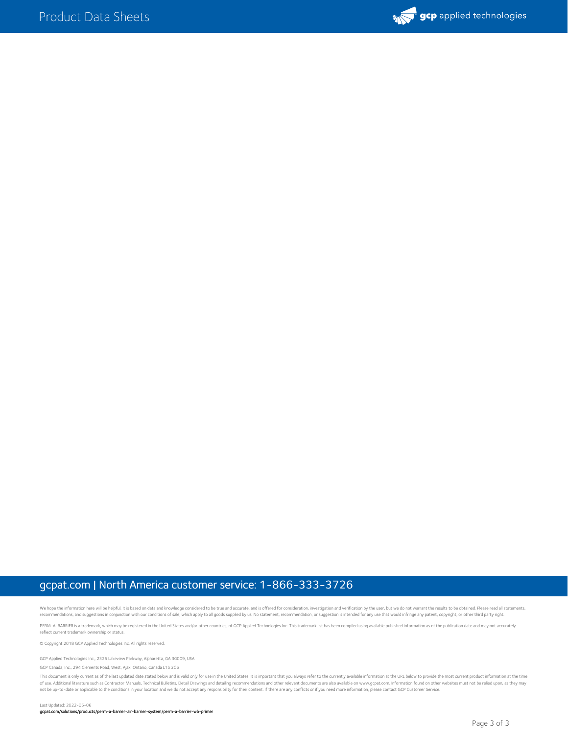gcpat.com | North America customer service: 1-866-333-3726

We hope the information here will be helpful. It is based on data and knowledge considered to be true and accurate, and is offered for consideration, investigation and verification by the user, but we do not warrant the results to be obtained. Please read all statements, recommendations, and suggestions in conjunction with our conditions of sale, which apply to all goods supplied by us. No statement, recommendation, or suggestion is intended for any use that would infringe any patent, copyright, or other third party right.

PERM-A-BARRIER is a trademark, which may be registered in the United States and/or other countries, of GCP Applied Technologies Inc. This trademark list has been compiled using available published information as of the publication date and may not accurately reflect current trademark ownership or status.

© Copyright 2018 GCP Applied Technologies Inc. All rights reserved.

GCP Applied Technologies Inc., 2325 Lakeview Parkway, Alpharetta, GA 30009, USA

GCP Canada, Inc., 294 Clements Road, West, Ajax, Ontario, Canada L1S 3C6

This document is only current as of the last updated date stated below and is valid only for use in the United States. It is important that you always refer to the currently available information at the URL below to provide the most current product information at the time of use. Additional literature such as Contractor Manuals, Technical Bulletins, Detail Drawings and detailing recommendations and other relevant documents are also available on www.gcpat.com. Information found on other websites must not be relied upon, as they may not be up-to-date or applicable to the conditions in your location and we do not accept any responsibility for their content. If there are any conflicts or if you need more information, please contact GCP Customer Service.

Last Updated: 2022-05-06

gcpat.com/solutions/products/perm-a-barrier-air-barrier-system/perm-a-barrier-wb-primer